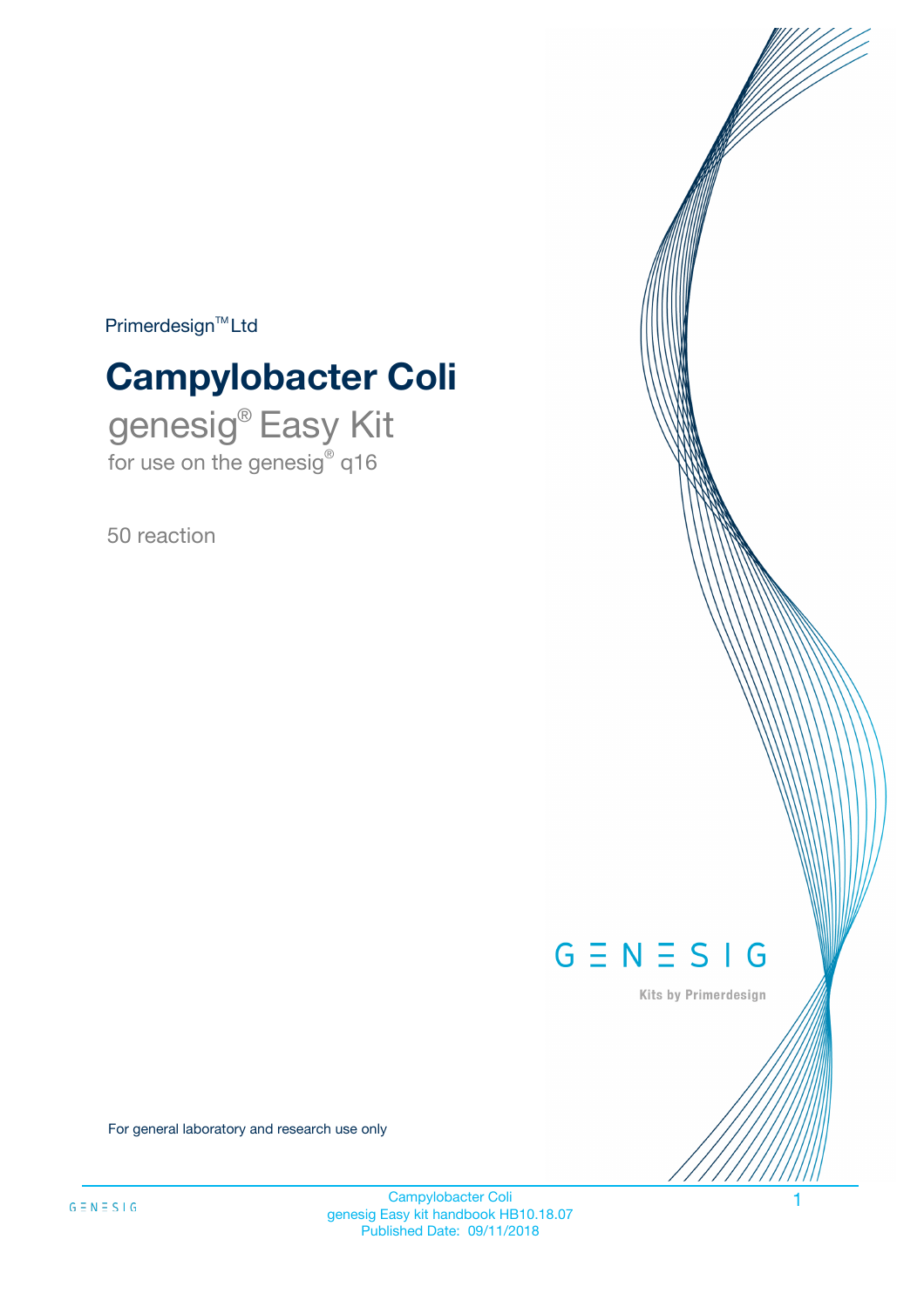Primerdesign™ Ltd

# Campylobacter Coli

genesig® Easy Kit

for use on the genesig® q16

50 reaction

GENESIG

Kits by Primerdesign

For general laboratory and research use only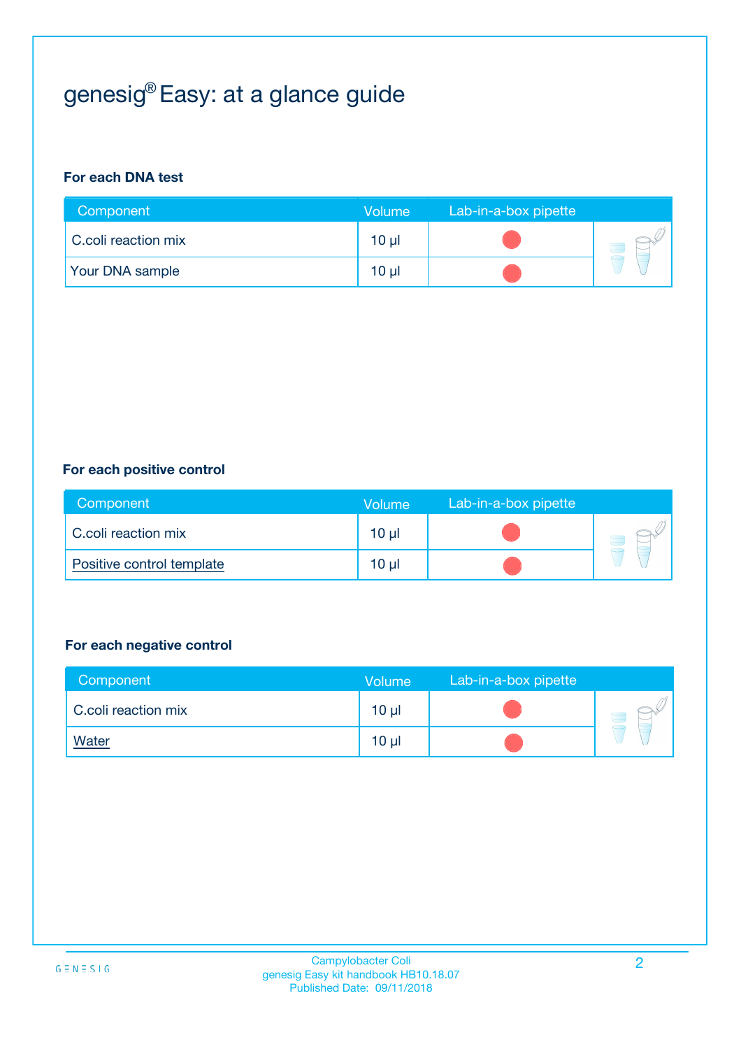# genesig® Easy: at a glance guide

**For each DNA test**

| Component | Volume | Lab-in-a-box pipette |
|---|---|---|
| C.coli reaction mix | 10 µl | ● |
| Your DNA sample | 10 µl | ● |

**For each positive control**

| Component | Volume | Lab-in-a-box pipette |
|---|---|---|
| C.coli reaction mix | 10 µl | ● |
| Positive control template | 10 µl | ● |

**For each negative control**

| Component | Volume | Lab-in-a-box pipette |
|---|---|---|
| C.coli reaction mix | 10 µl | ● |
| Water | 10 µl | ● |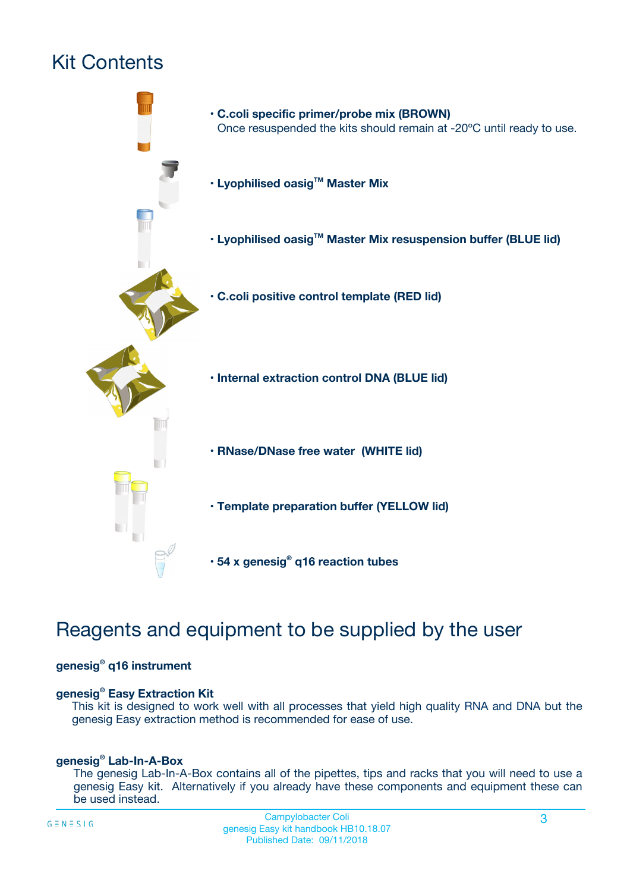# Kit Contents

- **C.coli specific primer/probe mix (BROWN)**
  Once resuspended the kits should remain at -20ºC until ready to use.
- **Lyophilised oasig™ Master Mix**
- **Lyophilised oasig™ Master Mix resuspension buffer (BLUE lid)**
- **C.coli positive control template (RED lid)**
- **Internal extraction control DNA (BLUE lid)**
- **RNase/DNase free water (WHITE lid)**
- **Template preparation buffer (YELLOW lid)**
- **54 x genesig® q16 reaction tubes**

# Reagents and equipment to be supplied by the user

**genesig® q16 instrument**

**genesig® Easy Extraction Kit**
This kit is designed to work well with all processes that yield high quality RNA and DNA but the genesig Easy extraction method is recommended for ease of use.

**genesig® Lab-In-A-Box**
The genesig Lab-In-A-Box contains all of the pipettes, tips and racks that you will need to use a genesig Easy kit. Alternatively if you already have these components and equipment these can be used instead.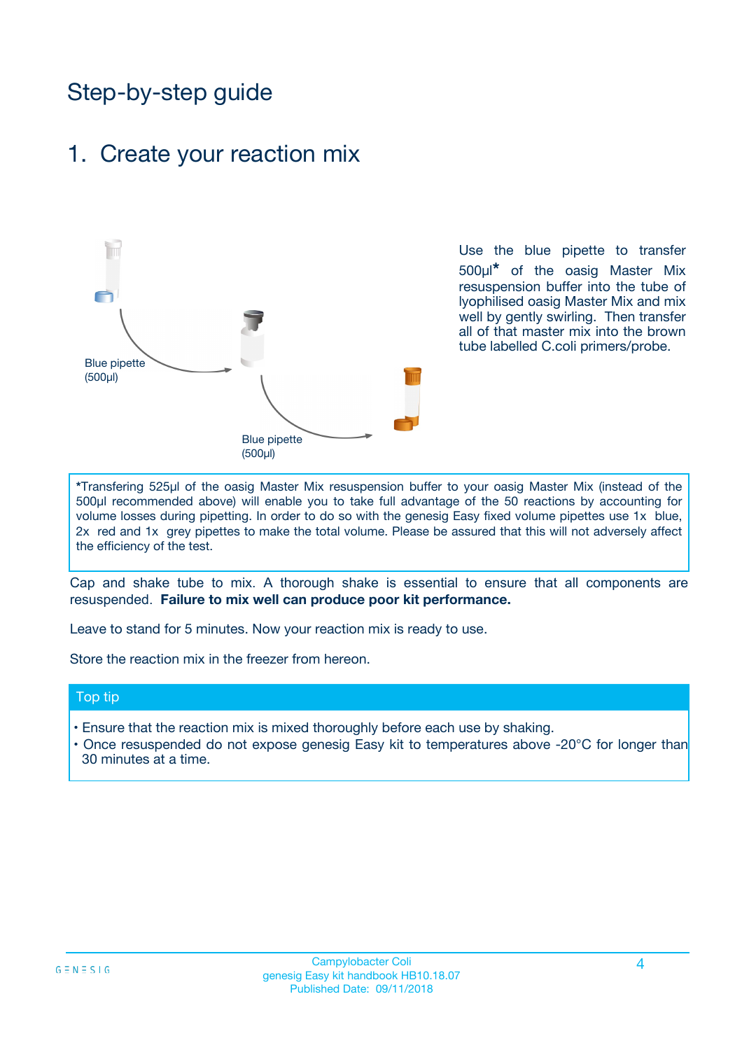# Step-by-step guide

## 1. Create your reaction mix

Blue pipette (500µl)

Blue pipette (500µl)

Use the blue pipette to transfer 500µl* of the oasig Master Mix resuspension buffer into the tube of lyophilised oasig Master Mix and mix well by gently swirling. Then transfer all of that master mix into the brown tube labelled C.coli primers/probe.

*Transfering 525µl of the oasig Master Mix resuspension buffer to your oasig Master Mix (instead of the 500µl recommended above) will enable you to take full advantage of the 50 reactions by accounting for volume losses during pipetting. In order to do so with the genesig Easy fixed volume pipettes use 1x blue, 2x red and 1x grey pipettes to make the total volume. Please be assured that this will not adversely affect the efficiency of the test.

Cap and shake tube to mix. A thorough shake is essential to ensure that all components are resuspended. **Failure to mix well can produce poor kit performance.**

Leave to stand for 5 minutes. Now your reaction mix is ready to use.

Store the reaction mix in the freezer from hereon.

### Top tip

- Ensure that the reaction mix is mixed thoroughly before each use by shaking.
- Once resuspended do not expose genesig Easy kit to temperatures above -20°C for longer than 30 minutes at a time.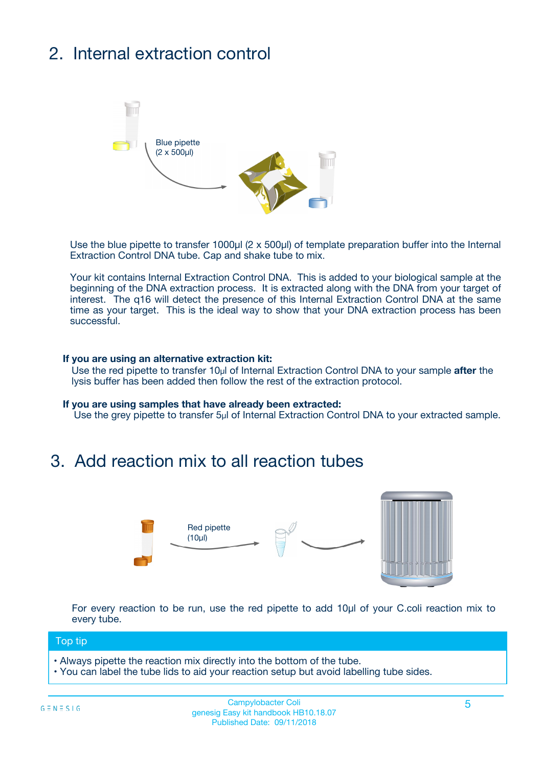## 2. Internal extraction control

Blue pipette (2 x 500µl)

Use the blue pipette to transfer 1000µl (2 x 500µl) of template preparation buffer into the Internal Extraction Control DNA tube. Cap and shake tube to mix.

Your kit contains Internal Extraction Control DNA. This is added to your biological sample at the beginning of the DNA extraction process. It is extracted along with the DNA from your target of interest. The q16 will detect the presence of this Internal Extraction Control DNA at the same time as your target. This is the ideal way to show that your DNA extraction process has been successful.

**If you are using an alternative extraction kit:**
Use the red pipette to transfer 10µl of Internal Extraction Control DNA to your sample **after** the lysis buffer has been added then follow the rest of the extraction protocol.

**If you are using samples that have already been extracted:**
Use the grey pipette to transfer 5µl of Internal Extraction Control DNA to your extracted sample.

## 3. Add reaction mix to all reaction tubes

Red pipette (10µl)

For every reaction to be run, use the red pipette to add 10µl of your C.coli reaction mix to every tube.

**Top tip**

- Always pipette the reaction mix directly into the bottom of the tube.
- You can label the tube lids to aid your reaction setup but avoid labelling tube sides.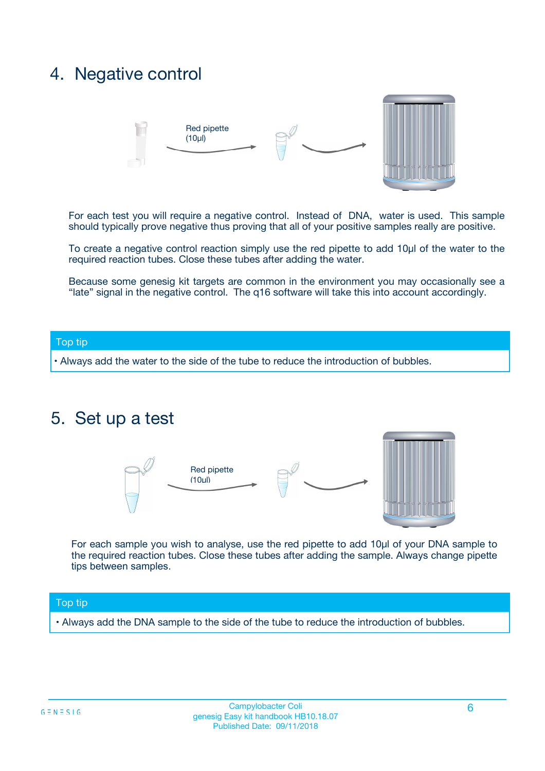## 4. Negative control

Red pipette (10µl)

For each test you will require a negative control. Instead of DNA, water is used. This sample should typically prove negative thus proving that all of your positive samples really are positive.

To create a negative control reaction simply use the red pipette to add 10µl of the water to the required reaction tubes. Close these tubes after adding the water.

Because some genesig kit targets are common in the environment you may occasionally see a "late" signal in the negative control. The q16 software will take this into account accordingly.

**Top tip**

- Always add the water to the side of the tube to reduce the introduction of bubbles.

## 5. Set up a test

Red pipette (10µl)

For each sample you wish to analyse, use the red pipette to add 10µl of your DNA sample to the required reaction tubes. Close these tubes after adding the sample. Always change pipette tips between samples.

**Top tip**

- Always add the DNA sample to the side of the tube to reduce the introduction of bubbles.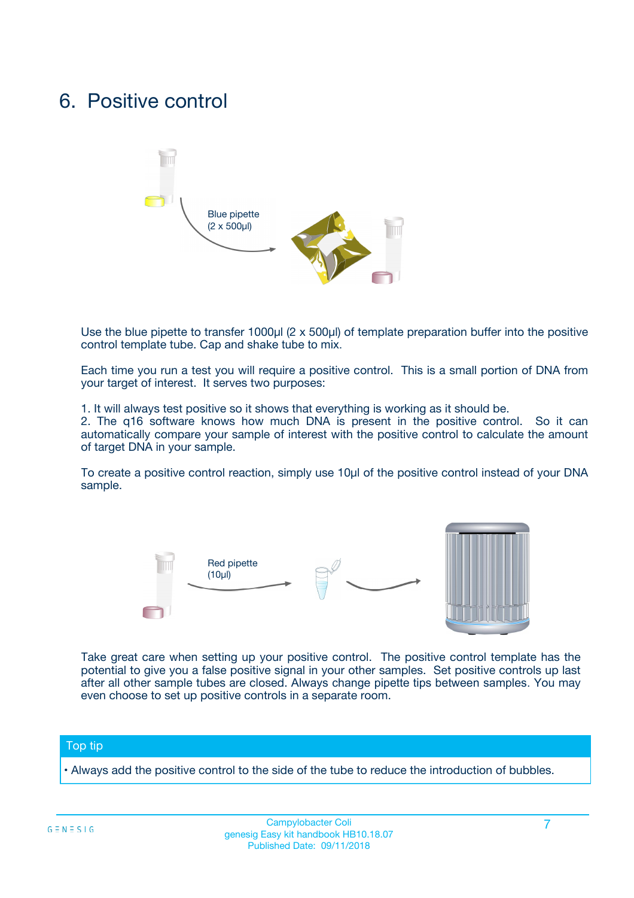# 6. Positive control

Blue pipette
(2 x 500µl)

Use the blue pipette to transfer 1000µl (2 x 500µl) of template preparation buffer into the positive control template tube. Cap and shake tube to mix.

Each time you run a test you will require a positive control. This is a small portion of DNA from your target of interest. It serves two purposes:

1. It will always test positive so it shows that everything is working as it should be.
2. The q16 software knows how much DNA is present in the positive control. So it can automatically compare your sample of interest with the positive control to calculate the amount of target DNA in your sample.

To create a positive control reaction, simply use 10µl of the positive control instead of your DNA sample.

Red pipette
(10µl)

Take great care when setting up your positive control. The positive control template has the potential to give you a false positive signal in your other samples. Set positive controls up last after all other sample tubes are closed. Always change pipette tips between samples. You may even choose to set up positive controls in a separate room.

**Top tip**

• Always add the positive control to the side of the tube to reduce the introduction of bubbles.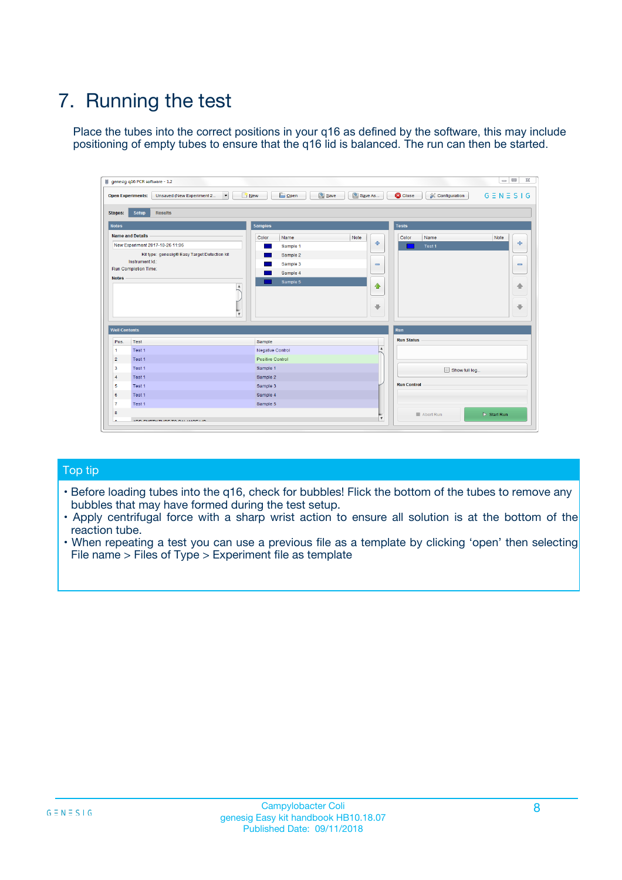# 7. Running the test

Place the tubes into the correct positions in your q16 as defined by the software, this may include positioning of empty tubes to ensure that the q16 lid is balanced. The run can then be started.

## Top tip

- Before loading tubes into the q16, check for bubbles! Flick the bottom of the tubes to remove any bubbles that may have formed during the test setup.
- Apply centrifugal force with a sharp wrist action to ensure all solution is at the bottom of the reaction tube.
- When repeating a test you can use a previous file as a template by clicking 'open' then selecting File name > Files of Type > Experiment file as template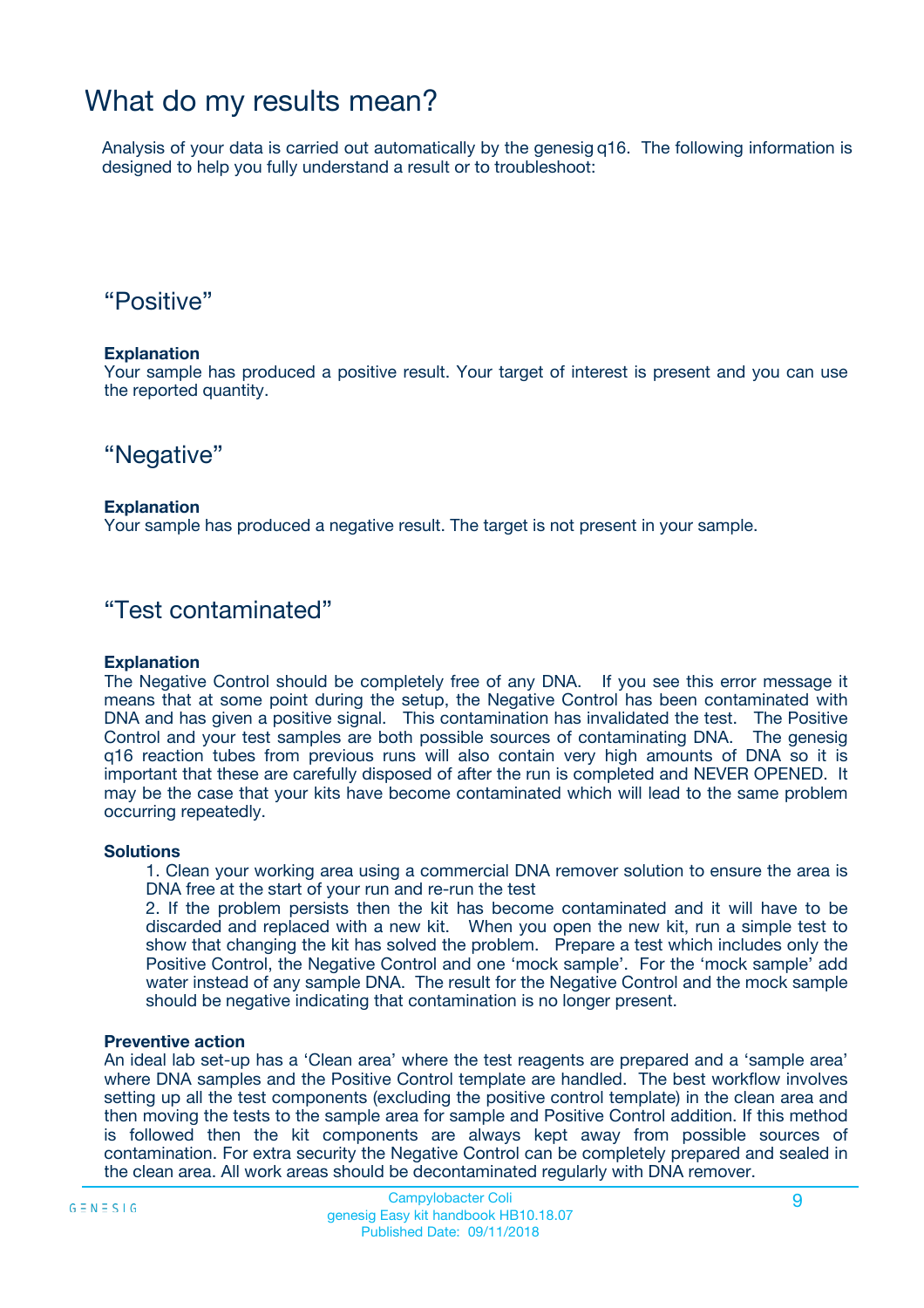# What do my results mean?

Analysis of your data is carried out automatically by the genesig q16. The following information is designed to help you fully understand a result or to troubleshoot:

## “Positive”

**Explanation**
Your sample has produced a positive result. Your target of interest is present and you can use the reported quantity.

## “Negative”

**Explanation**
Your sample has produced a negative result. The target is not present in your sample.

## “Test contaminated”

**Explanation**
The Negative Control should be completely free of any DNA. If you see this error message it means that at some point during the setup, the Negative Control has been contaminated with DNA and has given a positive signal. This contamination has invalidated the test. The Positive Control and your test samples are both possible sources of contaminating DNA. The genesig q16 reaction tubes from previous runs will also contain very high amounts of DNA so it is important that these are carefully disposed of after the run is completed and NEVER OPENED. It may be the case that your kits have become contaminated which will lead to the same problem occurring repeatedly.

**Solutions**

1. Clean your working area using a commercial DNA remover solution to ensure the area is DNA free at the start of your run and re-run the test
2. If the problem persists then the kit has become contaminated and it will have to be discarded and replaced with a new kit. When you open the new kit, run a simple test to show that changing the kit has solved the problem. Prepare a test which includes only the Positive Control, the Negative Control and one ‘mock sample’. For the ‘mock sample’ add water instead of any sample DNA. The result for the Negative Control and the mock sample should be negative indicating that contamination is no longer present.

**Preventive action**
An ideal lab set-up has a ‘Clean area’ where the test reagents are prepared and a ‘sample area’ where DNA samples and the Positive Control template are handled. The best workflow involves setting up all the test components (excluding the positive control template) in the clean area and then moving the tests to the sample area for sample and Positive Control addition. If this method is followed then the kit components are always kept away from possible sources of contamination. For extra security the Negative Control can be completely prepared and sealed in the clean area. All work areas should be decontaminated regularly with DNA remover.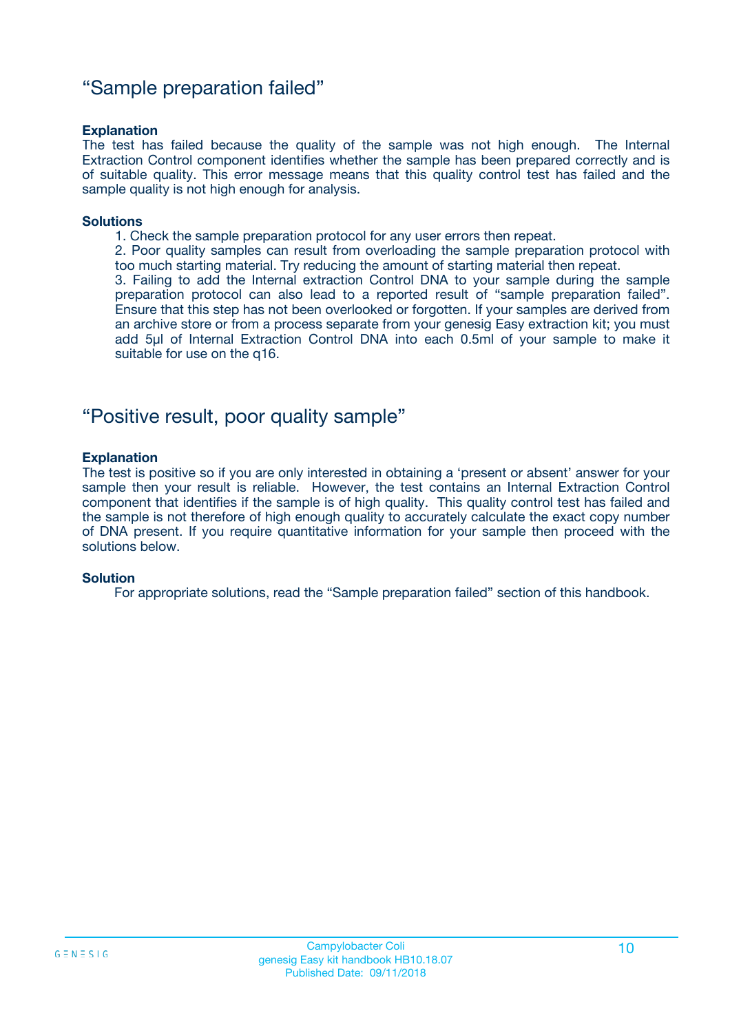## “Sample preparation failed”

**Explanation**

The test has failed because the quality of the sample was not high enough. The Internal Extraction Control component identifies whether the sample has been prepared correctly and is of suitable quality. This error message means that this quality control test has failed and the sample quality is not high enough for analysis.

**Solutions**

1. Check the sample preparation protocol for any user errors then repeat.
2. Poor quality samples can result from overloading the sample preparation protocol with too much starting material. Try reducing the amount of starting material then repeat.
3. Failing to add the Internal extraction Control DNA to your sample during the sample preparation protocol can also lead to a reported result of “sample preparation failed”. Ensure that this step has not been overlooked or forgotten. If your samples are derived from an archive store or from a process separate from your genesig Easy extraction kit; you must add 5µl of Internal Extraction Control DNA into each 0.5ml of your sample to make it suitable for use on the q16.

## “Positive result, poor quality sample”

**Explanation**

The test is positive so if you are only interested in obtaining a ‘present or absent’ answer for your sample then your result is reliable. However, the test contains an Internal Extraction Control component that identifies if the sample is of high quality. This quality control test has failed and the sample is not therefore of high enough quality to accurately calculate the exact copy number of DNA present. If you require quantitative information for your sample then proceed with the solutions below.

**Solution**

For appropriate solutions, read the “Sample preparation failed” section of this handbook.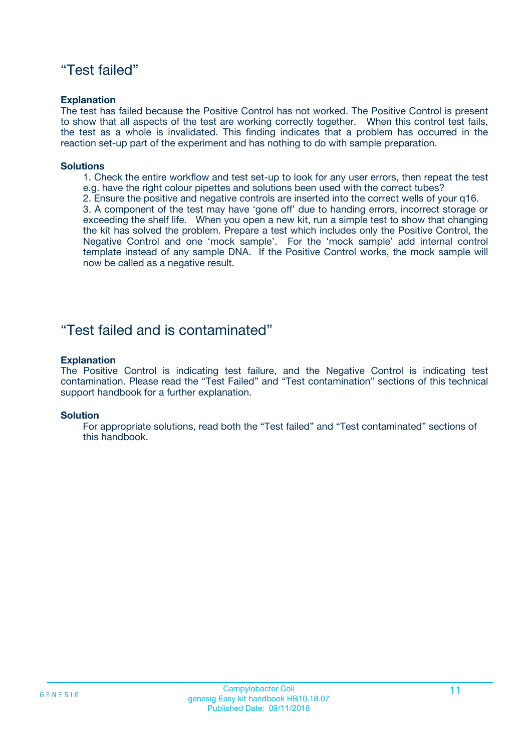## “Test failed”

**Explanation**

The test has failed because the Positive Control has not worked. The Positive Control is present to show that all aspects of the test are working correctly together. When this control test fails, the test as a whole is invalidated. This finding indicates that a problem has occurred in the reaction set-up part of the experiment and has nothing to do with sample preparation.

**Solutions**

1. Check the entire workflow and test set-up to look for any user errors, then repeat the test e.g. have the right colour pipettes and solutions been used with the correct tubes?
2. Ensure the positive and negative controls are inserted into the correct wells of your q16.
3. A component of the test may have ‘gone off’ due to handing errors, incorrect storage or exceeding the shelf life. When you open a new kit, run a simple test to show that changing the kit has solved the problem. Prepare a test which includes only the Positive Control, the Negative Control and one ‘mock sample’. For the ‘mock sample’ add internal control template instead of any sample DNA. If the Positive Control works, the mock sample will now be called as a negative result.

## “Test failed and is contaminated”

**Explanation**

The Positive Control is indicating test failure, and the Negative Control is indicating test contamination. Please read the “Test Failed” and “Test contamination” sections of this technical support handbook for a further explanation.

**Solution**

For appropriate solutions, read both the “Test failed” and “Test contaminated” sections of this handbook.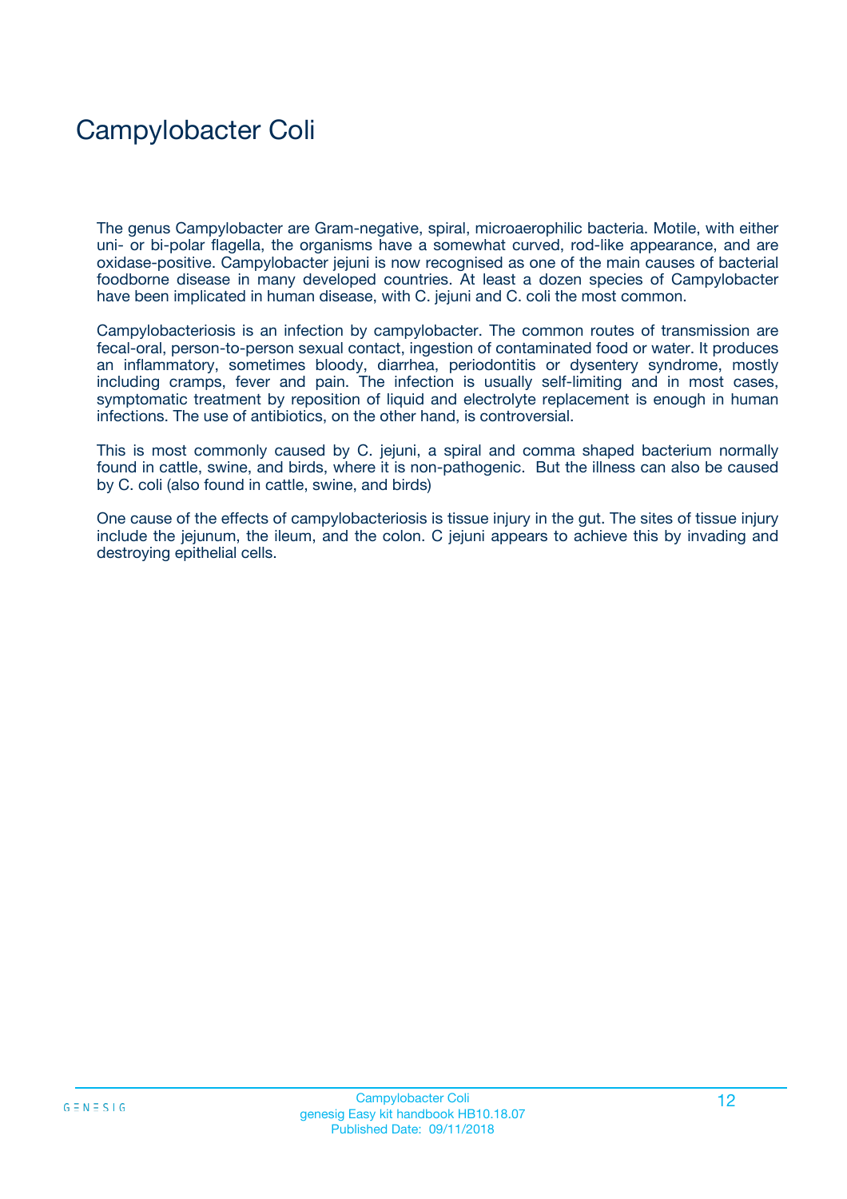# Campylobacter Coli

The genus Campylobacter are Gram-negative, spiral, microaerophilic bacteria. Motile, with either uni- or bi-polar flagella, the organisms have a somewhat curved, rod-like appearance, and are oxidase-positive. Campylobacter jejuni is now recognised as one of the main causes of bacterial foodborne disease in many developed countries. At least a dozen species of Campylobacter have been implicated in human disease, with C. jejuni and C. coli the most common.

Campylobacteriosis is an infection by campylobacter. The common routes of transmission are fecal-oral, person-to-person sexual contact, ingestion of contaminated food or water. It produces an inflammatory, sometimes bloody, diarrhea, periodontitis or dysentery syndrome, mostly including cramps, fever and pain. The infection is usually self-limiting and in most cases, symptomatic treatment by reposition of liquid and electrolyte replacement is enough in human infections. The use of antibiotics, on the other hand, is controversial.

This is most commonly caused by C. jejuni, a spiral and comma shaped bacterium normally found in cattle, swine, and birds, where it is non-pathogenic. But the illness can also be caused by C. coli (also found in cattle, swine, and birds)

One cause of the effects of campylobacteriosis is tissue injury in the gut. The sites of tissue injury include the jejunum, the ileum, and the colon. C jejuni appears to achieve this by invading and destroying epithelial cells.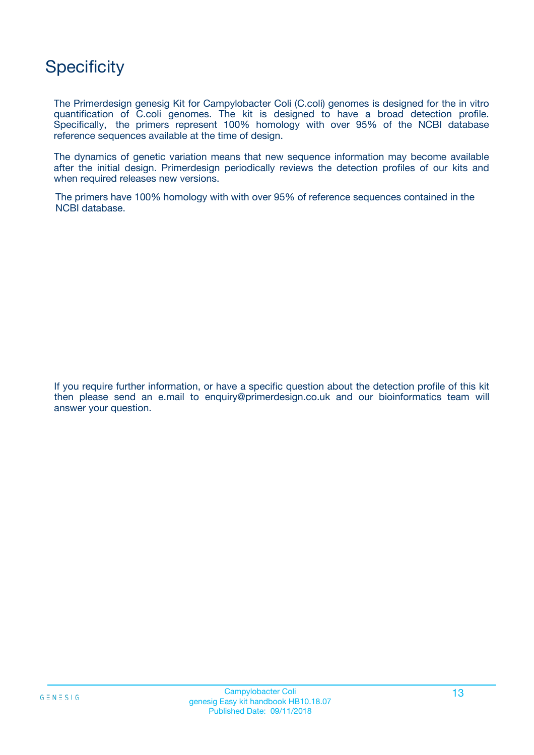# Specificity

The Primerdesign genesig Kit for Campylobacter Coli (C.coli) genomes is designed for the in vitro quantification of C.coli genomes. The kit is designed to have a broad detection profile. Specifically, the primers represent 100% homology with over 95% of the NCBI database reference sequences available at the time of design.

The dynamics of genetic variation means that new sequence information may become available after the initial design. Primerdesign periodically reviews the detection profiles of our kits and when required releases new versions.

The primers have 100% homology with with over 95% of reference sequences contained in the NCBI database.

If you require further information, or have a specific question about the detection profile of this kit then please send an e.mail to enquiry@primerdesign.co.uk and our bioinformatics team will answer your question.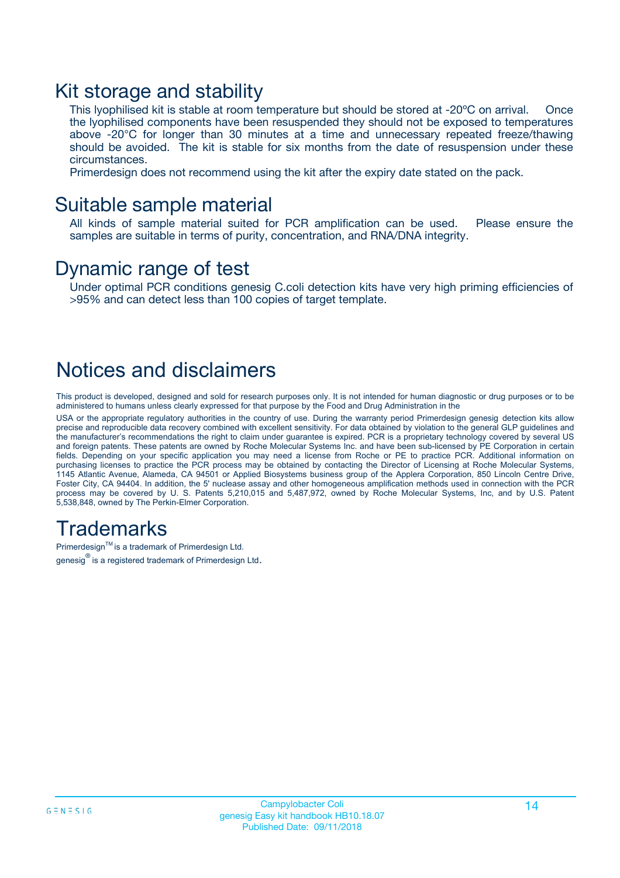## Kit storage and stability

This lyophilised kit is stable at room temperature but should be stored at -20ºC on arrival. Once the lyophilised components have been resuspended they should not be exposed to temperatures above -20°C for longer than 30 minutes at a time and unnecessary repeated freeze/thawing should be avoided. The kit is stable for six months from the date of resuspension under these circumstances.

Primerdesign does not recommend using the kit after the expiry date stated on the pack.

## Suitable sample material

All kinds of sample material suited for PCR amplification can be used. Please ensure the samples are suitable in terms of purity, concentration, and RNA/DNA integrity.

## Dynamic range of test

Under optimal PCR conditions genesig C.coli detection kits have very high priming efficiencies of >95% and can detect less than 100 copies of target template.

# Notices and disclaimers

This product is developed, designed and sold for research purposes only. It is not intended for human diagnostic or drug purposes or to be administered to humans unless clearly expressed for that purpose by the Food and Drug Administration in the

USA or the appropriate regulatory authorities in the country of use. During the warranty period Primerdesign genesig detection kits allow precise and reproducible data recovery combined with excellent sensitivity. For data obtained by violation to the general GLP guidelines and the manufacturer's recommendations the right to claim under guarantee is expired. PCR is a proprietary technology covered by several US and foreign patents. These patents are owned by Roche Molecular Systems Inc. and have been sub-licensed by PE Corporation in certain fields. Depending on your specific application you may need a license from Roche or PE to practice PCR. Additional information on purchasing licenses to practice the PCR process may be obtained by contacting the Director of Licensing at Roche Molecular Systems, 1145 Atlantic Avenue, Alameda, CA 94501 or Applied Biosystems business group of the Applera Corporation, 850 Lincoln Centre Drive, Foster City, CA 94404. In addition, the 5' nuclease assay and other homogeneous amplification methods used in connection with the PCR process may be covered by U. S. Patents 5,210,015 and 5,487,972, owned by Roche Molecular Systems, Inc, and by U.S. Patent 5,538,848, owned by The Perkin-Elmer Corporation.

# Trademarks

Primerdesign™ is a trademark of Primerdesign Ltd.

genesig® is a registered trademark of Primerdesign Ltd.